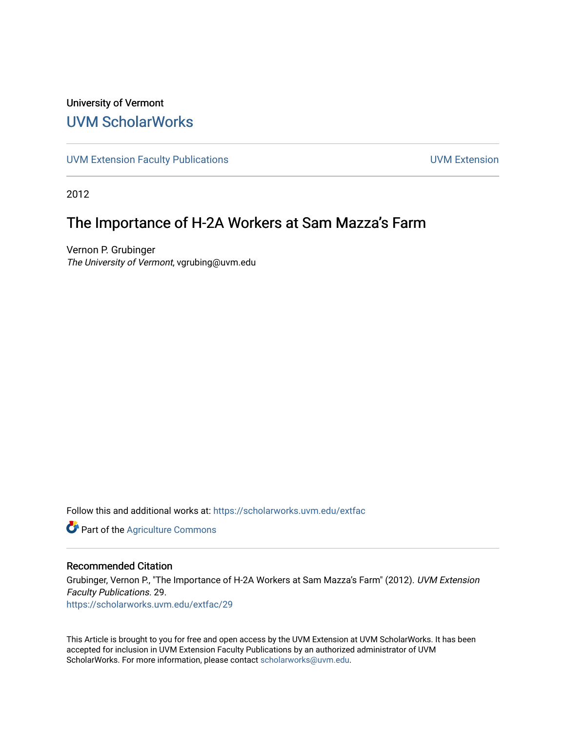University of Vermont

# UVM ScholarWorks

UVM Extension Faculty Publications | UVM Extension

2012

## The Importance of H-2A Workers at Sam Mazza's Farm

Vernon P. Grubinger
*The University of Vermont*, vgrubing@uvm.edu

Follow this and additional works at: https://scholarworks.uvm.edu/extfac

Part of the Agriculture Commons

### Recommended Citation

Grubinger, Vernon P., "The Importance of H-2A Workers at Sam Mazza's Farm" (2012). *UVM Extension Faculty Publications*. 29.
https://scholarworks.uvm.edu/extfac/29

This Article is brought to you for free and open access by the UVM Extension at UVM ScholarWorks. It has been accepted for inclusion in UVM Extension Faculty Publications by an authorized administrator of UVM ScholarWorks. For more information, please contact scholarworks@uvm.edu.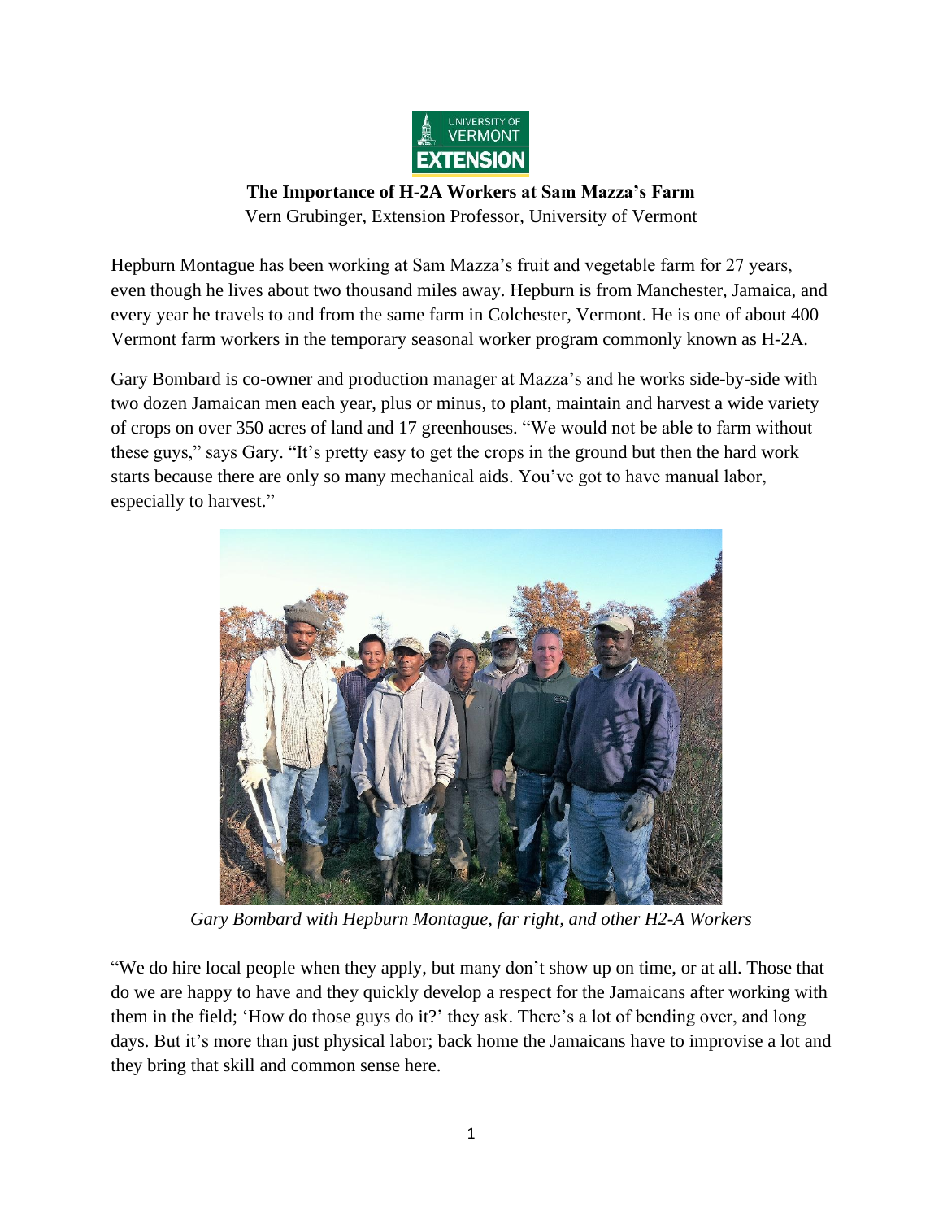# The Importance of H-2A Workers at Sam Mazza's Farm

Vern Grubinger, Extension Professor, University of Vermont

Hepburn Montague has been working at Sam Mazza's fruit and vegetable farm for 27 years, even though he lives about two thousand miles away. Hepburn is from Manchester, Jamaica, and every year he travels to and from the same farm in Colchester, Vermont. He is one of about 400 Vermont farm workers in the temporary seasonal worker program commonly known as H-2A.

Gary Bombard is co-owner and production manager at Mazza's and he works side-by-side with two dozen Jamaican men each year, plus or minus, to plant, maintain and harvest a wide variety of crops on over 350 acres of land and 17 greenhouses. "We would not be able to farm without these guys," says Gary. "It's pretty easy to get the crops in the ground but then the hard work starts because there are only so many mechanical aids. You've got to have manual labor, especially to harvest."

*Gary Bombard with Hepburn Montague, far right, and other H2-A Workers*

"We do hire local people when they apply, but many don't show up on time, or at all. Those that do we are happy to have and they quickly develop a respect for the Jamaicans after working with them in the field; 'How do those guys do it?' they ask. There's a lot of bending over, and long days. But it's more than just physical labor; back home the Jamaicans have to improvise a lot and they bring that skill and common sense here.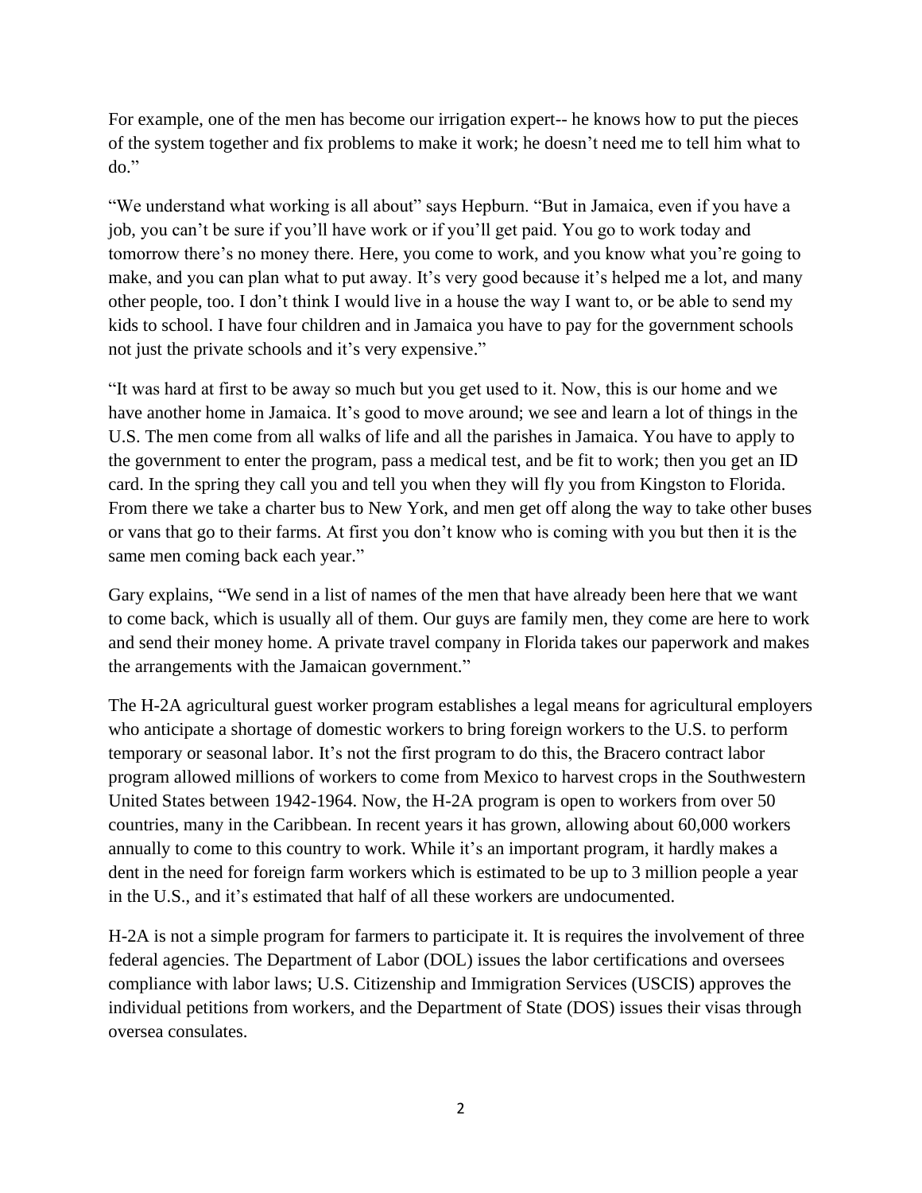For example, one of the men has become our irrigation expert-- he knows how to put the pieces of the system together and fix problems to make it work; he doesn't need me to tell him what to do."

"We understand what working is all about" says Hepburn. "But in Jamaica, even if you have a job, you can't be sure if you'll have work or if you'll get paid. You go to work today and tomorrow there's no money there. Here, you come to work, and you know what you're going to make, and you can plan what to put away. It's very good because it's helped me a lot, and many other people, too. I don't think I would live in a house the way I want to, or be able to send my kids to school. I have four children and in Jamaica you have to pay for the government schools not just the private schools and it's very expensive."

"It was hard at first to be away so much but you get used to it. Now, this is our home and we have another home in Jamaica. It's good to move around; we see and learn a lot of things in the U.S. The men come from all walks of life and all the parishes in Jamaica. You have to apply to the government to enter the program, pass a medical test, and be fit to work; then you get an ID card. In the spring they call you and tell you when they will fly you from Kingston to Florida. From there we take a charter bus to New York, and men get off along the way to take other buses or vans that go to their farms. At first you don't know who is coming with you but then it is the same men coming back each year."

Gary explains, "We send in a list of names of the men that have already been here that we want to come back, which is usually all of them. Our guys are family men, they come are here to work and send their money home. A private travel company in Florida takes our paperwork and makes the arrangements with the Jamaican government."

The H-2A agricultural guest worker program establishes a legal means for agricultural employers who anticipate a shortage of domestic workers to bring foreign workers to the U.S. to perform temporary or seasonal labor. It's not the first program to do this, the Bracero contract labor program allowed millions of workers to come from Mexico to harvest crops in the Southwestern United States between 1942-1964. Now, the H-2A program is open to workers from over 50 countries, many in the Caribbean. In recent years it has grown, allowing about 60,000 workers annually to come to this country to work. While it's an important program, it hardly makes a dent in the need for foreign farm workers which is estimated to be up to 3 million people a year in the U.S., and it's estimated that half of all these workers are undocumented.

H-2A is not a simple program for farmers to participate it. It is requires the involvement of three federal agencies. The Department of Labor (DOL) issues the labor certifications and oversees compliance with labor laws; U.S. Citizenship and Immigration Services (USCIS) approves the individual petitions from workers, and the Department of State (DOS) issues their visas through oversea consulates.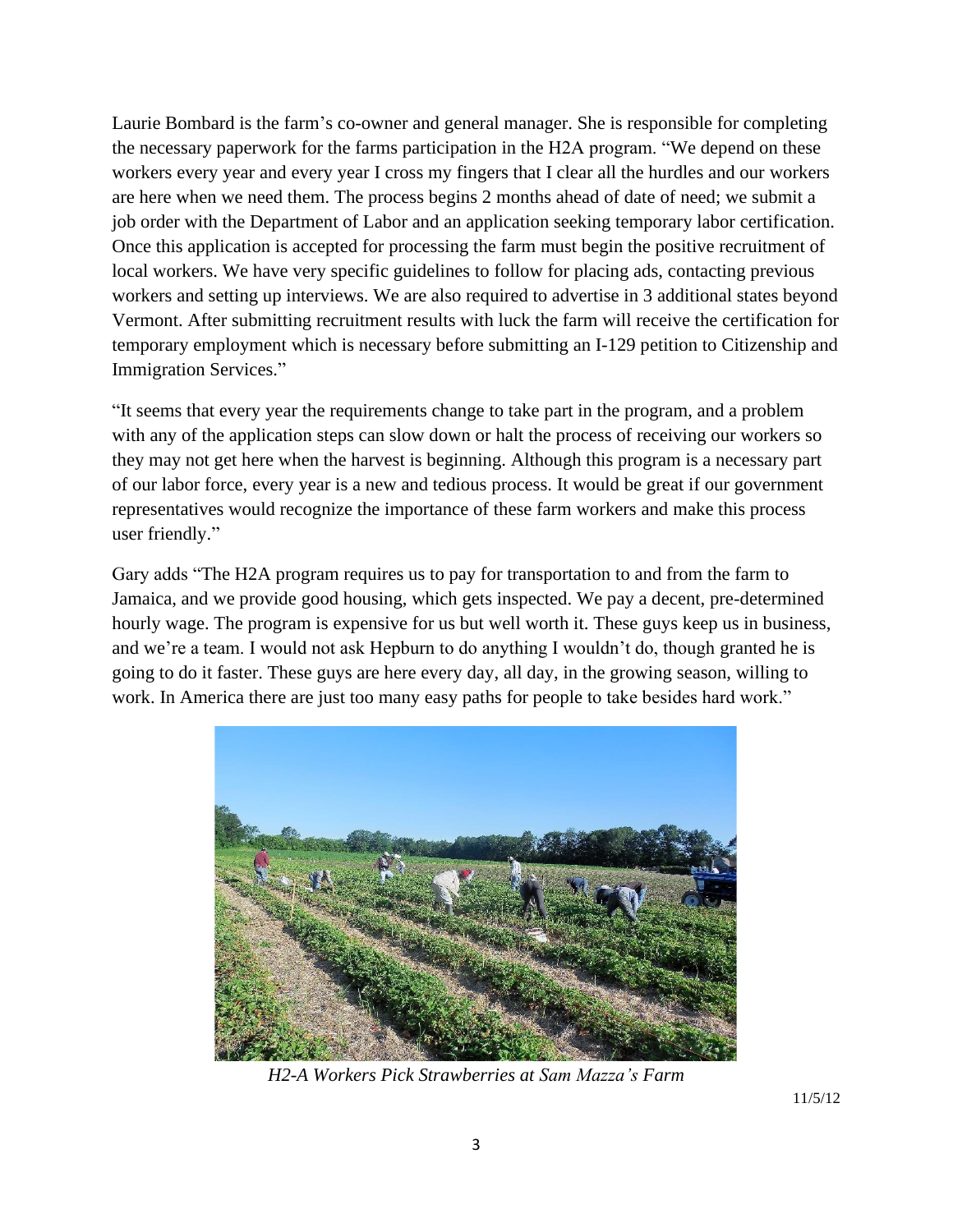Laurie Bombard is the farm's co-owner and general manager. She is responsible for completing the necessary paperwork for the farms participation in the H2A program. "We depend on these workers every year and every year I cross my fingers that I clear all the hurdles and our workers are here when we need them. The process begins 2 months ahead of date of need; we submit a job order with the Department of Labor and an application seeking temporary labor certification. Once this application is accepted for processing the farm must begin the positive recruitment of local workers. We have very specific guidelines to follow for placing ads, contacting previous workers and setting up interviews. We are also required to advertise in 3 additional states beyond Vermont. After submitting recruitment results with luck the farm will receive the certification for temporary employment which is necessary before submitting an I-129 petition to Citizenship and Immigration Services."

"It seems that every year the requirements change to take part in the program, and a problem with any of the application steps can slow down or halt the process of receiving our workers so they may not get here when the harvest is beginning. Although this program is a necessary part of our labor force, every year is a new and tedious process. It would be great if our government representatives would recognize the importance of these farm workers and make this process user friendly."

Gary adds "The H2A program requires us to pay for transportation to and from the farm to Jamaica, and we provide good housing, which gets inspected. We pay a decent, pre-determined hourly wage. The program is expensive for us but well worth it. These guys keep us in business, and we're a team. I would not ask Hepburn to do anything I wouldn't do, though granted he is going to do it faster. These guys are here every day, all day, in the growing season, willing to work. In America there are just too many easy paths for people to take besides hard work."

*H2-A Workers Pick Strawberries at Sam Mazza's Farm*

11/5/12